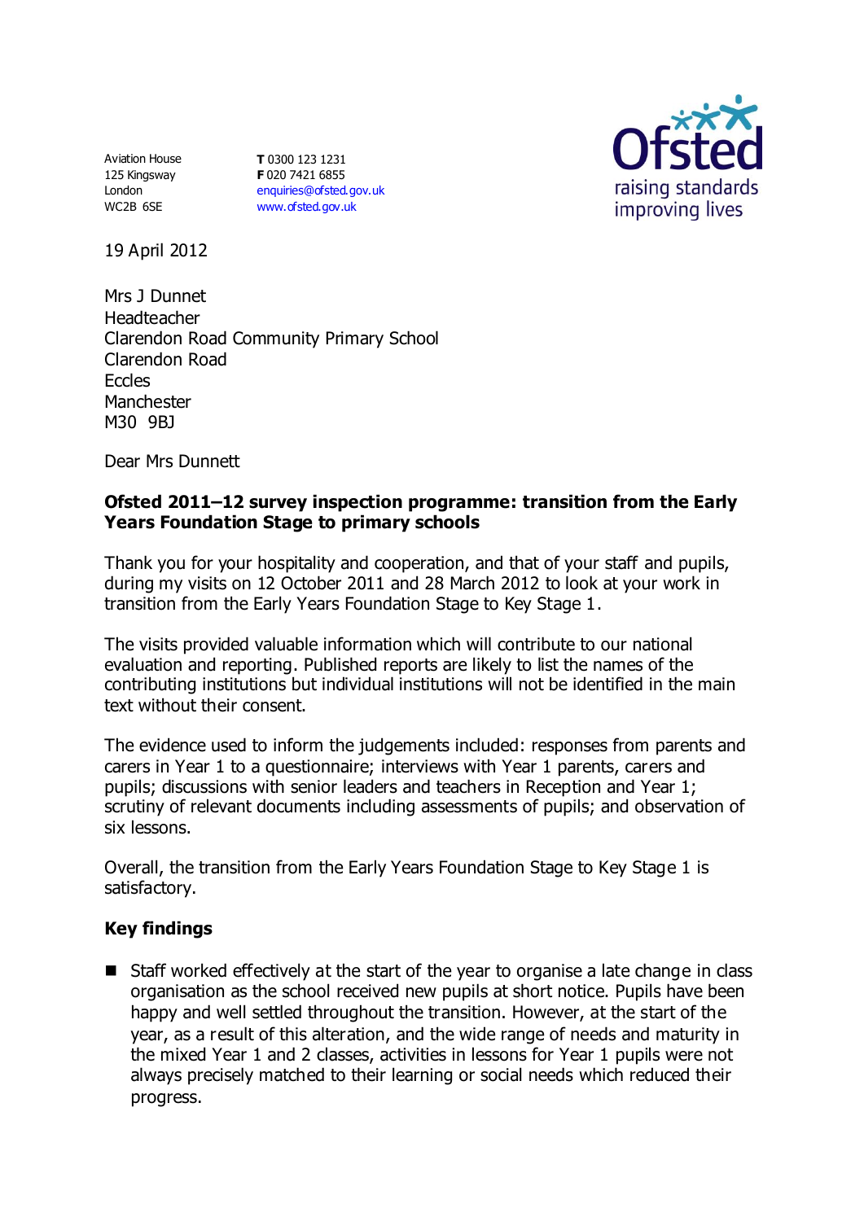Aviation House
125 Kingsway
London
WC2B 6SE

**T** 0300 123 1231
**F** 020 7421 6855
enquiries@ofsted.gov.uk
www.ofsted.gov.uk

Ofsted
raising standards
improving lives

19 April 2012

Mrs J Dunnet
Headteacher
Clarendon Road Community Primary School
Clarendon Road
Eccles
Manchester
M30 9BJ

Dear Mrs Dunnett

**Ofsted 2011–12 survey inspection programme: transition from the Early Years Foundation Stage to primary schools**

Thank you for your hospitality and cooperation, and that of your staff and pupils, during my visits on 12 October 2011 and 28 March 2012 to look at your work in transition from the Early Years Foundation Stage to Key Stage 1.

The visits provided valuable information which will contribute to our national evaluation and reporting. Published reports are likely to list the names of the contributing institutions but individual institutions will not be identified in the main text without their consent.

The evidence used to inform the judgements included: responses from parents and carers in Year 1 to a questionnaire; interviews with Year 1 parents, carers and pupils; discussions with senior leaders and teachers in Reception and Year 1; scrutiny of relevant documents including assessments of pupils; and observation of six lessons.

Overall, the transition from the Early Years Foundation Stage to Key Stage 1 is satisfactory.

## Key findings

- Staff worked effectively at the start of the year to organise a late change in class organisation as the school received new pupils at short notice. Pupils have been happy and well settled throughout the transition. However, at the start of the year, as a result of this alteration, and the wide range of needs and maturity in the mixed Year 1 and 2 classes, activities in lessons for Year 1 pupils were not always precisely matched to their learning or social needs which reduced their progress.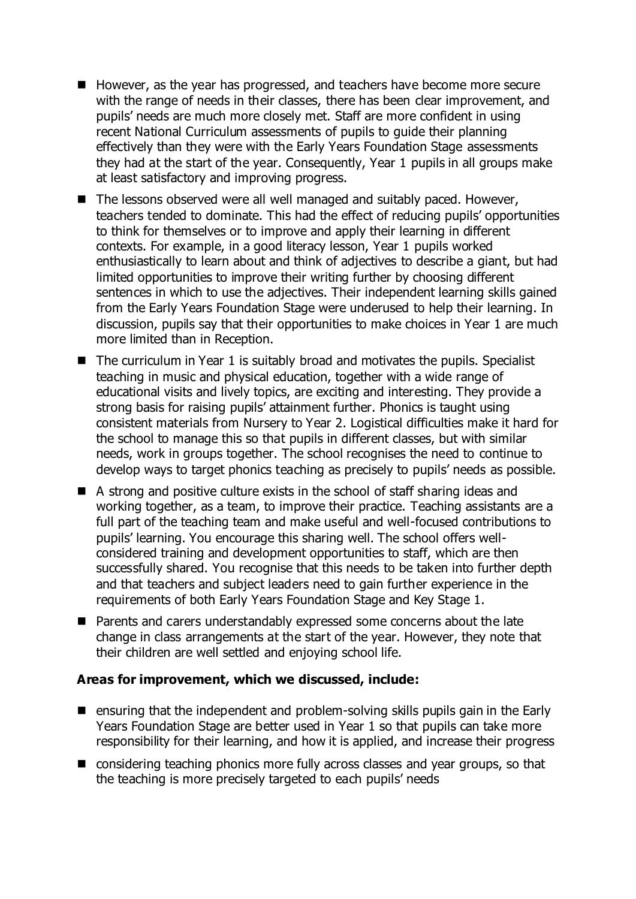- However, as the year has progressed, and teachers have become more secure with the range of needs in their classes, there has been clear improvement, and pupils' needs are much more closely met. Staff are more confident in using recent National Curriculum assessments of pupils to guide their planning effectively than they were with the Early Years Foundation Stage assessments they had at the start of the year. Consequently, Year 1 pupils in all groups make at least satisfactory and improving progress.
- The lessons observed were all well managed and suitably paced. However, teachers tended to dominate. This had the effect of reducing pupils' opportunities to think for themselves or to improve and apply their learning in different contexts. For example, in a good literacy lesson, Year 1 pupils worked enthusiastically to learn about and think of adjectives to describe a giant, but had limited opportunities to improve their writing further by choosing different sentences in which to use the adjectives. Their independent learning skills gained from the Early Years Foundation Stage were underused to help their learning. In discussion, pupils say that their opportunities to make choices in Year 1 are much more limited than in Reception.
- The curriculum in Year 1 is suitably broad and motivates the pupils. Specialist teaching in music and physical education, together with a wide range of educational visits and lively topics, are exciting and interesting. They provide a strong basis for raising pupils' attainment further. Phonics is taught using consistent materials from Nursery to Year 2. Logistical difficulties make it hard for the school to manage this so that pupils in different classes, but with similar needs, work in groups together. The school recognises the need to continue to develop ways to target phonics teaching as precisely to pupils' needs as possible.
- A strong and positive culture exists in the school of staff sharing ideas and working together, as a team, to improve their practice. Teaching assistants are a full part of the teaching team and make useful and well-focused contributions to pupils' learning. You encourage this sharing well. The school offers well-considered training and development opportunities to staff, which are then successfully shared. You recognise that this needs to be taken into further depth and that teachers and subject leaders need to gain further experience in the requirements of both Early Years Foundation Stage and Key Stage 1.
- Parents and carers understandably expressed some concerns about the late change in class arrangements at the start of the year. However, they note that their children are well settled and enjoying school life.

**Areas for improvement, which we discussed, include:**

- ensuring that the independent and problem-solving skills pupils gain in the Early Years Foundation Stage are better used in Year 1 so that pupils can take more responsibility for their learning, and how it is applied, and increase their progress
- considering teaching phonics more fully across classes and year groups, so that the teaching is more precisely targeted to each pupils' needs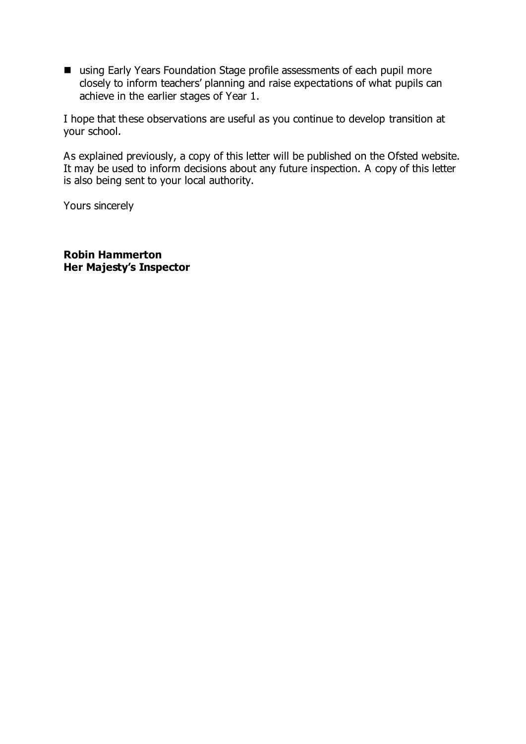- using Early Years Foundation Stage profile assessments of each pupil more closely to inform teachers' planning and raise expectations of what pupils can achieve in the earlier stages of Year 1.

I hope that these observations are useful as you continue to develop transition at your school.

As explained previously, a copy of this letter will be published on the Ofsted website. It may be used to inform decisions about any future inspection. A copy of this letter is also being sent to your local authority.

Yours sincerely

**Robin Hammerton**
**Her Majesty's Inspector**